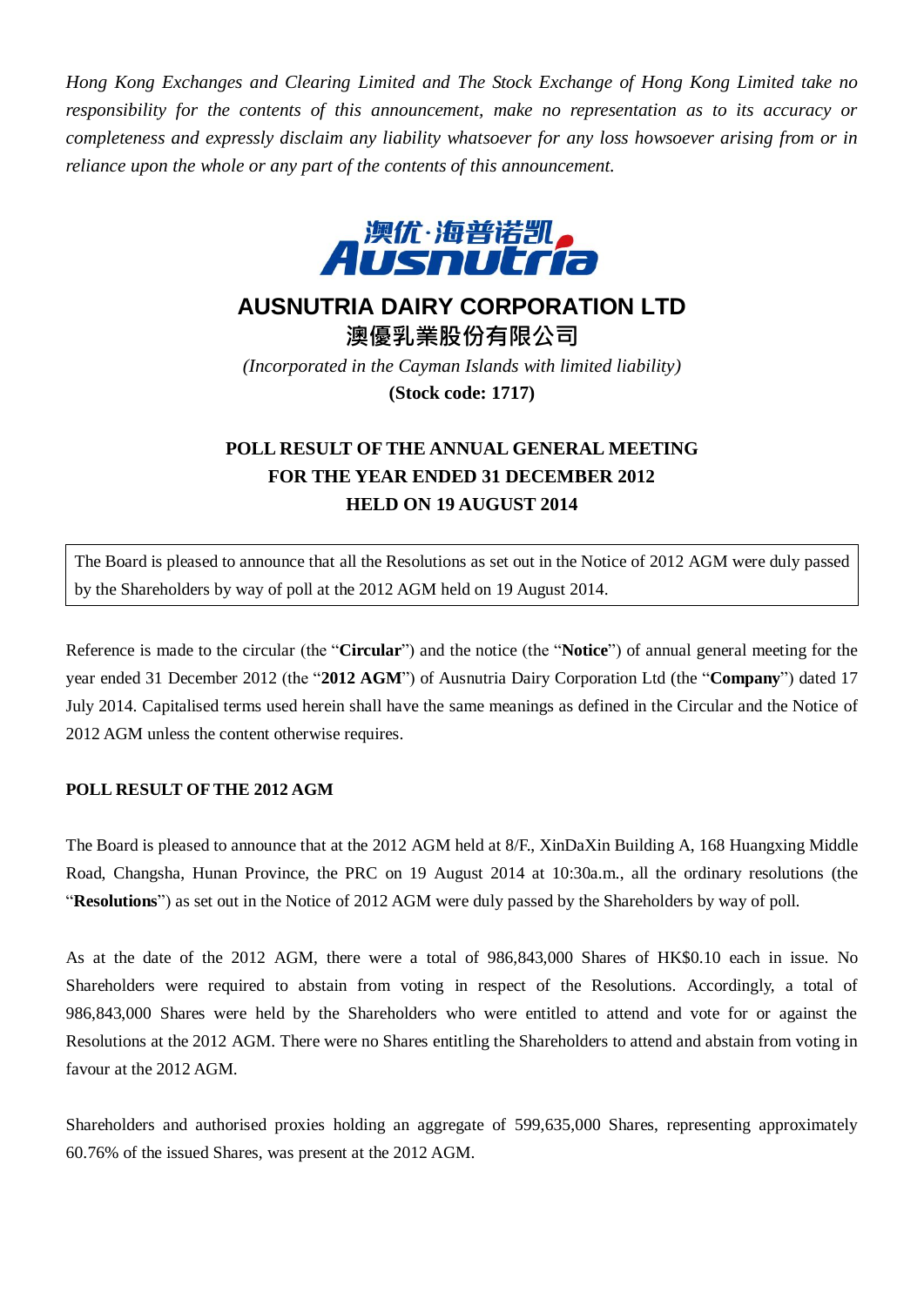*Hong Kong Exchanges and Clearing Limited and The Stock Exchange of Hong Kong Limited take no responsibility for the contents of this announcement, make no representation as to its accuracy or completeness and expressly disclaim any liability whatsoever for any loss howsoever arising from or in reliance upon the whole or any part of the contents of this announcement.*

澳优·海普诺凯
Ausnutria

# AUSNUTRIA DAIRY CORPORATION LTD
# 澳優乳業股份有限公司

*(Incorporated in the Cayman Islands with limited liability)*

**(Stock code: 1717)**

## POLL RESULT OF THE ANNUAL GENERAL MEETING FOR THE YEAR ENDED 31 DECEMBER 2012 HELD ON 19 AUGUST 2014

The Board is pleased to announce that all the Resolutions as set out in the Notice of 2012 AGM were duly passed by the Shareholders by way of poll at the 2012 AGM held on 19 August 2014.

Reference is made to the circular (the "**Circular**") and the notice (the "**Notice**") of annual general meeting for the year ended 31 December 2012 (the "**2012 AGM**") of Ausnutria Dairy Corporation Ltd (the "**Company**") dated 17 July 2014. Capitalised terms used herein shall have the same meanings as defined in the Circular and the Notice of 2012 AGM unless the content otherwise requires.

### POLL RESULT OF THE 2012 AGM

The Board is pleased to announce that at the 2012 AGM held at 8/F., XinDaXin Building A, 168 Huangxing Middle Road, Changsha, Hunan Province, the PRC on 19 August 2014 at 10:30a.m., all the ordinary resolutions (the "**Resolutions**") as set out in the Notice of 2012 AGM were duly passed by the Shareholders by way of poll.

As at the date of the 2012 AGM, there were a total of 986,843,000 Shares of HK$0.10 each in issue. No Shareholders were required to abstain from voting in respect of the Resolutions. Accordingly, a total of 986,843,000 Shares were held by the Shareholders who were entitled to attend and vote for or against the Resolutions at the 2012 AGM. There were no Shares entitling the Shareholders to attend and abstain from voting in favour at the 2012 AGM.

Shareholders and authorised proxies holding an aggregate of 599,635,000 Shares, representing approximately 60.76% of the issued Shares, was present at the 2012 AGM.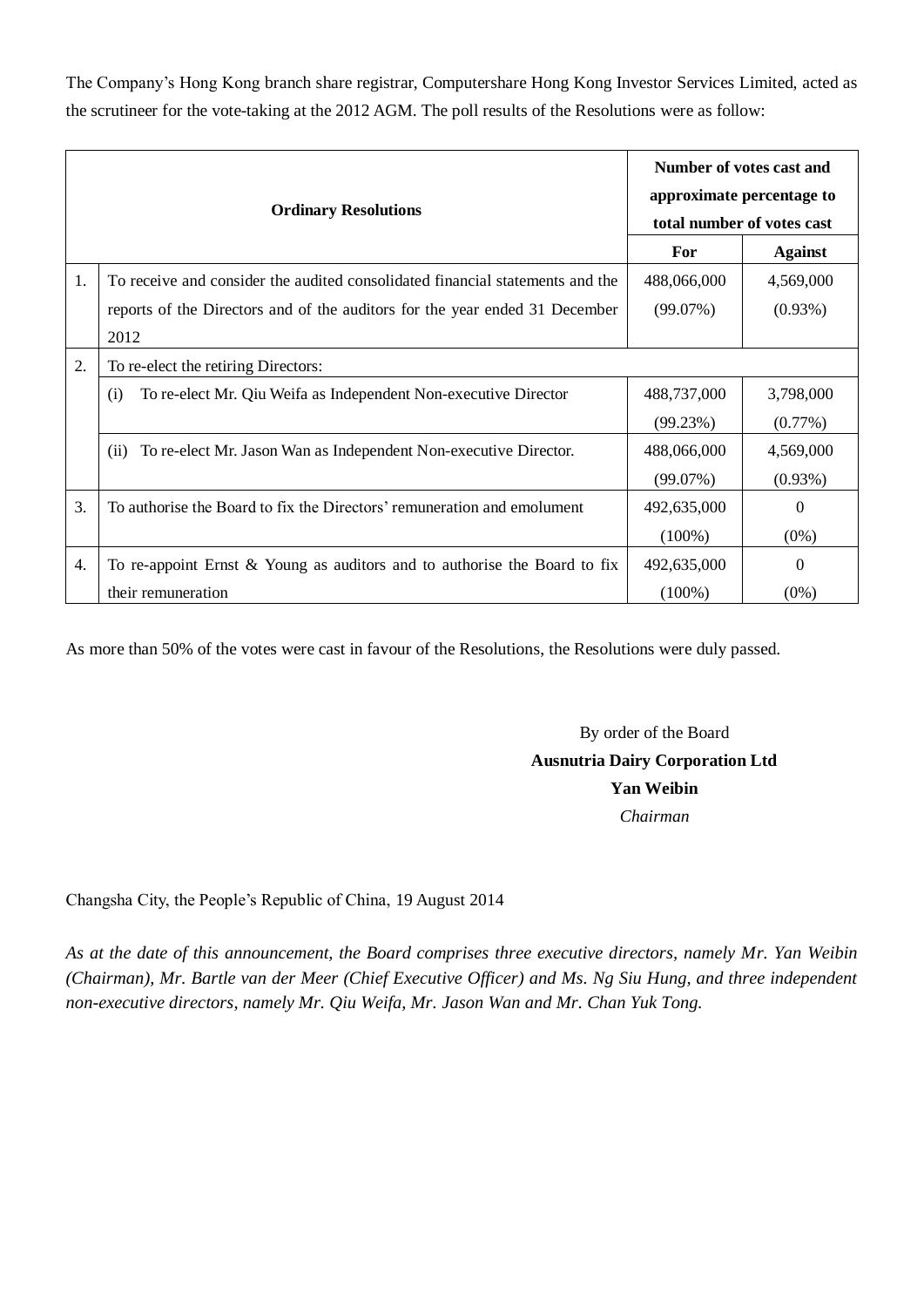The Company's Hong Kong branch share registrar, Computershare Hong Kong Investor Services Limited, acted as the scrutineer for the vote-taking at the 2012 AGM. The poll results of the Resolutions were as follow:

| | Ordinary Resolutions | Number of votes cast and approximate percentage to total number of votes cast | |
|---|---|---|---|
| | | For | Against |
| 1. | To receive and consider the audited consolidated financial statements and the reports of the Directors and of the auditors for the year ended 31 December 2012 | 488,066,000 (99.07%) | 4,569,000 (0.93%) |
| 2. | To re-elect the retiring Directors: | | |
| | (i) To re-elect Mr. Qiu Weifa as Independent Non-executive Director | 488,737,000 (99.23%) | 3,798,000 (0.77%) |
| | (ii) To re-elect Mr. Jason Wan as Independent Non-executive Director. | 488,066,000 (99.07%) | 4,569,000 (0.93%) |
| 3. | To authorise the Board to fix the Directors' remuneration and emolument | 492,635,000 (100%) | 0 (0%) |
| 4. | To re-appoint Ernst & Young as auditors and to authorise the Board to fix their remuneration | 492,635,000 (100%) | 0 (0%) |

As more than 50% of the votes were cast in favour of the Resolutions, the Resolutions were duly passed.

By order of the Board
**Ausnutria Dairy Corporation Ltd**
**Yan Weibin**
*Chairman*

Changsha City, the People's Republic of China, 19 August 2014

*As at the date of this announcement, the Board comprises three executive directors, namely Mr. Yan Weibin (Chairman), Mr. Bartle van der Meer (Chief Executive Officer) and Ms. Ng Siu Hung, and three independent non-executive directors, namely Mr. Qiu Weifa, Mr. Jason Wan and Mr. Chan Yuk Tong.*